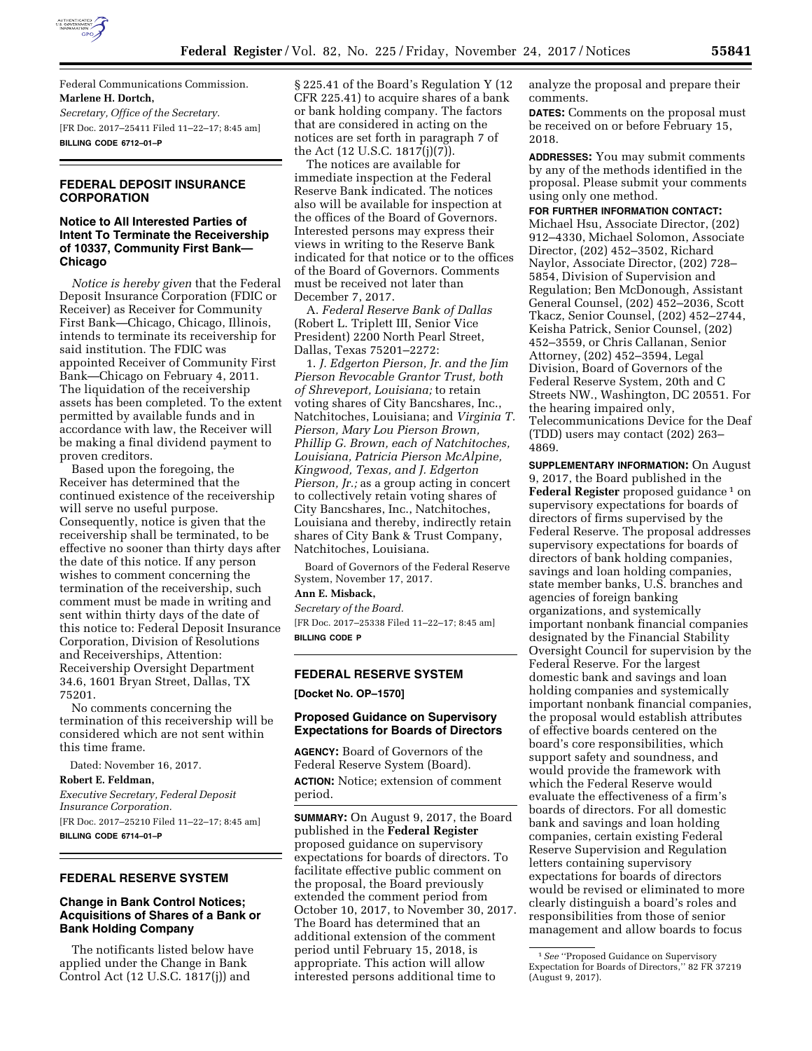Federal Communications Commission.

**Marlene H. Dortch,**

*Secretary, Office of the Secretary.*

[FR Doc. 2017–25411 Filed 11–22–17; 8:45 am]

**BILLING CODE 6712–01–P**

## FEDERAL DEPOSIT INSURANCE CORPORATION

### Notice to All Interested Parties of Intent To Terminate the Receivership of 10337, Community First Bank—Chicago

*Notice is hereby given* that the Federal Deposit Insurance Corporation (FDIC or Receiver) as Receiver for Community First Bank—Chicago, Chicago, Illinois, intends to terminate its receivership for said institution. The FDIC was appointed Receiver of Community First Bank—Chicago on February 4, 2011. The liquidation of the receivership assets has been completed. To the extent permitted by available funds and in accordance with law, the Receiver will be making a final dividend payment to proven creditors.

Based upon the foregoing, the Receiver has determined that the continued existence of the receivership will serve no useful purpose. Consequently, notice is given that the receivership shall be terminated, to be effective no sooner than thirty days after the date of this notice. If any person wishes to comment concerning the termination of the receivership, such comment must be made in writing and sent within thirty days of the date of this notice to: Federal Deposit Insurance Corporation, Division of Resolutions and Receiverships, Attention: Receivership Oversight Department 34.6, 1601 Bryan Street, Dallas, TX 75201.

No comments concerning the termination of this receivership will be considered which are not sent within this time frame.

Dated: November 16, 2017.

**Robert E. Feldman,**

*Executive Secretary, Federal Deposit Insurance Corporation.*

[FR Doc. 2017–25210 Filed 11–22–17; 8:45 am]

**BILLING CODE 6714–01–P**

## FEDERAL RESERVE SYSTEM

### Change in Bank Control Notices; Acquisitions of Shares of a Bank or Bank Holding Company

The notificants listed below have applied under the Change in Bank Control Act (12 U.S.C. 1817(j)) and § 225.41 of the Board's Regulation Y (12 CFR 225.41) to acquire shares of a bank or bank holding company. The factors that are considered in acting on the notices are set forth in paragraph 7 of the Act (12 U.S.C. 1817(j)(7)).

The notices are available for immediate inspection at the Federal Reserve Bank indicated. The notices also will be available for inspection at the offices of the Board of Governors. Interested persons may express their views in writing to the Reserve Bank indicated for that notice or to the offices of the Board of Governors. Comments must be received not later than December 7, 2017.

A. *Federal Reserve Bank of Dallas* (Robert L. Triplett III, Senior Vice President) 2200 North Pearl Street, Dallas, Texas 75201–2272:

1. *J. Edgerton Pierson, Jr. and the Jim Pierson Revocable Grantor Trust, both of Shreveport, Louisiana;* to retain voting shares of City Bancshares, Inc., Natchitoches, Louisiana; and *Virginia T. Pierson, Mary Lou Pierson Brown, Phillip G. Brown, each of Natchitoches, Louisiana, Patricia Pierson McAlpine, Kingwood, Texas, and J. Edgerton Pierson, Jr.;* as a group acting in concert to collectively retain voting shares of City Bancshares, Inc., Natchitoches, Louisiana and thereby, indirectly retain shares of City Bank & Trust Company, Natchitoches, Louisiana.

Board of Governors of the Federal Reserve System, November 17, 2017.

**Ann E. Misback,**

*Secretary of the Board.*

[FR Doc. 2017–25338 Filed 11–22–17; 8:45 am]

**BILLING CODE P**

## FEDERAL RESERVE SYSTEM

**[Docket No. OP–1570]**

### Proposed Guidance on Supervisory Expectations for Boards of Directors

**AGENCY:** Board of Governors of the Federal Reserve System (Board).

**ACTION:** Notice; extension of comment period.

**SUMMARY:** On August 9, 2017, the Board published in the **Federal Register** proposed guidance on supervisory expectations for boards of directors. To facilitate effective public comment on the proposal, the Board previously extended the comment period from October 10, 2017, to November 30, 2017. The Board has determined that an additional extension of the comment period until February 15, 2018, is appropriate. This action will allow interested persons additional time to analyze the proposal and prepare their comments.

**DATES:** Comments on the proposal must be received on or before February 15, 2018.

**ADDRESSES:** You may submit comments by any of the methods identified in the proposal. Please submit your comments using only one method.

**FOR FURTHER INFORMATION CONTACT:** Michael Hsu, Associate Director, (202) 912–4330, Michael Solomon, Associate Director, (202) 452–3502, Richard Naylor, Associate Director, (202) 728–5854, Division of Supervision and Regulation; Ben McDonough, Assistant General Counsel, (202) 452–2036, Scott Tkacz, Senior Counsel, (202) 452–2744, Keisha Patrick, Senior Counsel, (202) 452–3559, or Chris Callanan, Senior Attorney, (202) 452–3594, Legal Division, Board of Governors of the Federal Reserve System, 20th and C Streets NW., Washington, DC 20551. For the hearing impaired only, Telecommunications Device for the Deaf (TDD) users may contact (202) 263–4869.

**SUPPLEMENTARY INFORMATION:** On August 9, 2017, the Board published in the **Federal Register** proposed guidance [1] on supervisory expectations for boards of directors of firms supervised by the Federal Reserve. The proposal addresses supervisory expectations for boards of directors of bank holding companies, savings and loan holding companies, state member banks, U.S. branches and agencies of foreign banking organizations, and systemically important nonbank financial companies designated by the Financial Stability Oversight Council for supervision by the Federal Reserve. For the largest domestic bank and savings and loan holding companies and systemically important nonbank financial companies, the proposal would establish attributes of effective boards centered on the board's core responsibilities, which support safety and soundness, and would provide the framework with which the Federal Reserve would evaluate the effectiveness of a firm's boards of directors. For all domestic bank and savings and loan holding companies, certain existing Federal Reserve Supervision and Regulation letters containing supervisory expectations for boards of directors would be revised or eliminated to more clearly distinguish a board's roles and responsibilities from those of senior management and allow boards to focus

[1] *See* "Proposed Guidance on Supervisory Expectation for Boards of Directors," 82 FR 37219 (August 9, 2017).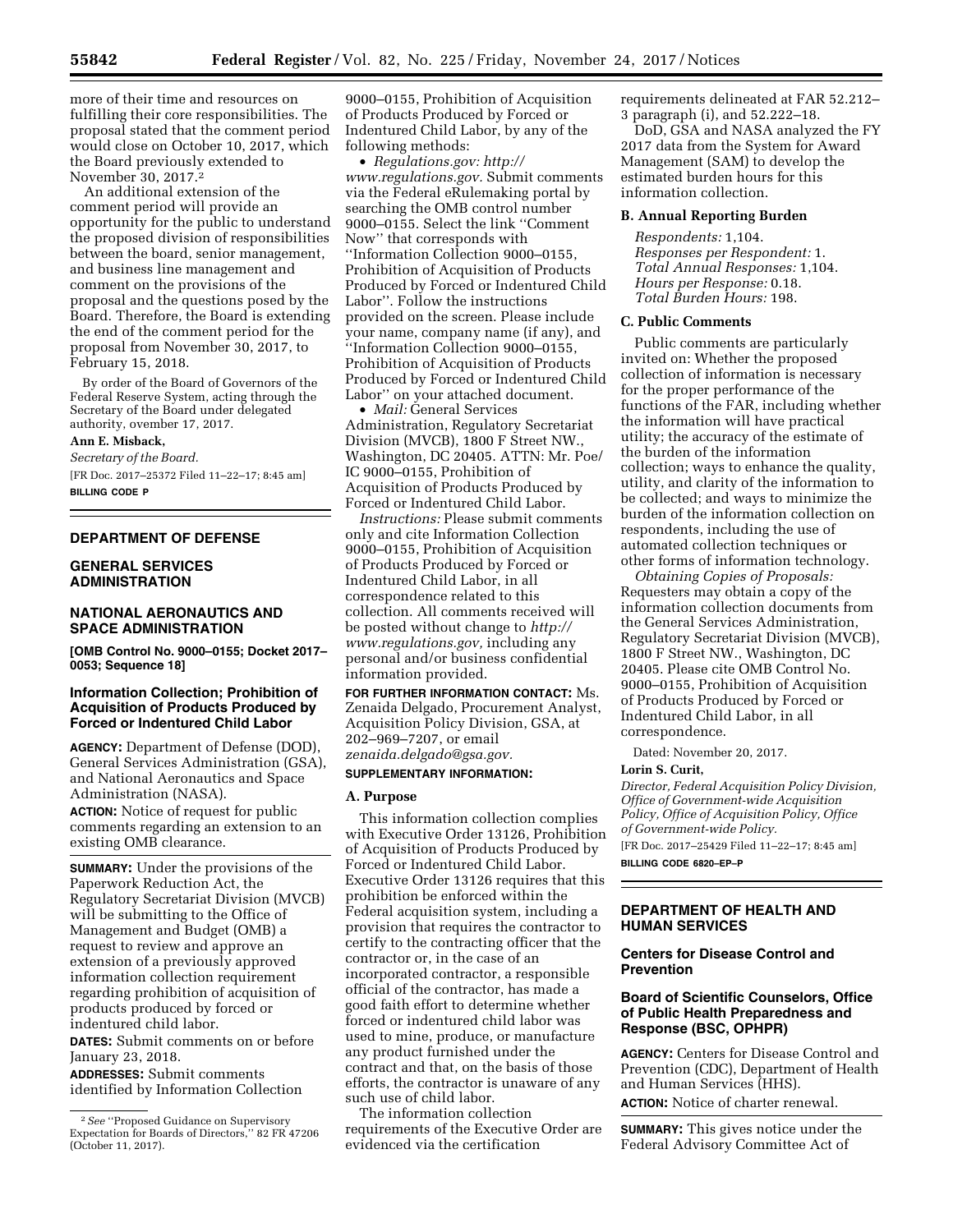more of their time and resources on fulfilling their core responsibilities. The proposal stated that the comment period would close on October 10, 2017, which the Board previously extended to November 30, 2017.[2]

An additional extension of the comment period will provide an opportunity for the public to understand the proposed division of responsibilities between the board, senior management, and business line management and comment on the provisions of the proposal and the questions posed by the Board. Therefore, the Board is extending the end of the comment period for the proposal from November 30, 2017, to February 15, 2018.

By order of the Board of Governors of the Federal Reserve System, acting through the Secretary of the Board under delegated authority, ovember 17, 2017.

**Ann E. Misback,**

*Secretary of the Board.*

[FR Doc. 2017–25372 Filed 11–22–17; 8:45 am]

**BILLING CODE P**

[2] *See* ''Proposed Guidance on Supervisory Expectation for Boards of Directors,'' 82 FR 47206 (October 11, 2017).

---

## DEPARTMENT OF DEFENSE

## GENERAL SERVICES ADMINISTRATION

## NATIONAL AERONAUTICS AND SPACE ADMINISTRATION

**[OMB Control No. 9000–0155; Docket 2017–0053; Sequence 18]**

### Information Collection; Prohibition of Acquisition of Products Produced by Forced or Indentured Child Labor

**AGENCY:** Department of Defense (DOD), General Services Administration (GSA), and National Aeronautics and Space Administration (NASA).

**ACTION:** Notice of request for public comments regarding an extension to an existing OMB clearance.

**SUMMARY:** Under the provisions of the Paperwork Reduction Act, the Regulatory Secretariat Division (MVCB) will be submitting to the Office of Management and Budget (OMB) a request to review and approve an extension of a previously approved information collection requirement regarding prohibition of acquisition of products produced by forced or indentured child labor.

**DATES:** Submit comments on or before January 23, 2018.

**ADDRESSES:** Submit comments identified by Information Collection 9000–0155, Prohibition of Acquisition of Products Produced by Forced or Indentured Child Labor, by any of the following methods:

- *Regulations.gov: http://www.regulations.gov.* Submit comments via the Federal eRulemaking portal by searching the OMB control number 9000–0155. Select the link ''Comment Now'' that corresponds with ''Information Collection 9000–0155, Prohibition of Acquisition of Products Produced by Forced or Indentured Child Labor''. Follow the instructions provided on the screen. Please include your name, company name (if any), and ''Information Collection 9000–0155, Prohibition of Acquisition of Products Produced by Forced or Indentured Child Labor'' on your attached document.
- *Mail:* General Services Administration, Regulatory Secretariat Division (MVCB), 1800 F Street NW., Washington, DC 20405. ATTN: Mr. Poe/IC 9000–0155, Prohibition of Acquisition of Products Produced by Forced or Indentured Child Labor.

*Instructions:* Please submit comments only and cite Information Collection 9000–0155, Prohibition of Acquisition of Products Produced by Forced or Indentured Child Labor, in all correspondence related to this collection. All comments received will be posted without change to *http://www.regulations.gov,* including any personal and/or business confidential information provided.

**FOR FURTHER INFORMATION CONTACT:** Ms. Zenaida Delgado, Procurement Analyst, Acquisition Policy Division, GSA, at 202–969–7207, or email *zenaida.delgado@gsa.gov.*

**SUPPLEMENTARY INFORMATION:**

#### A. Purpose

This information collection complies with Executive Order 13126, Prohibition of Acquisition of Products Produced by Forced or Indentured Child Labor. Executive Order 13126 requires that this prohibition be enforced within the Federal acquisition system, including a provision that requires the contractor to certify to the contracting officer that the contractor or, in the case of an incorporated contractor, a responsible official of the contractor, has made a good faith effort to determine whether forced or indentured child labor was used to mine, produce, or manufacture any product furnished under the contract and that, on the basis of those efforts, the contractor is unaware of any such use of child labor.

The information collection requirements of the Executive Order are evidenced via the certification requirements delineated at FAR 52.212–3 paragraph (i), and 52.222–18.

DoD, GSA and NASA analyzed the FY 2017 data from the System for Award Management (SAM) to develop the estimated burden hours for this information collection.

#### B. Annual Reporting Burden

*Respondents:* 1,104.
*Responses per Respondent:* 1.
*Total Annual Responses:* 1,104.
*Hours per Response:* 0.18.
*Total Burden Hours:* 198.

#### C. Public Comments

Public comments are particularly invited on: Whether the proposed collection of information is necessary for the proper performance of the functions of the FAR, including whether the information will have practical utility; the accuracy of the estimate of the burden of the information collection; ways to enhance the quality, utility, and clarity of the information to be collected; and ways to minimize the burden of the information collection on respondents, including the use of automated collection techniques or other forms of information technology.

*Obtaining Copies of Proposals:* Requesters may obtain a copy of the information collection documents from the General Services Administration, Regulatory Secretariat Division (MVCB), 1800 F Street NW., Washington, DC 20405. Please cite OMB Control No. 9000–0155, Prohibition of Acquisition of Products Produced by Forced or Indentured Child Labor, in all correspondence.

Dated: November 20, 2017.

**Lorin S. Curit,**

*Director, Federal Acquisition Policy Division, Office of Government-wide Acquisition Policy, Office of Acquisition Policy, Office of Government-wide Policy.*

[FR Doc. 2017–25429 Filed 11–22–17; 8:45 am]

**BILLING CODE 6820–EP–P**

---

## DEPARTMENT OF HEALTH AND HUMAN SERVICES

## Centers for Disease Control and Prevention

### Board of Scientific Counselors, Office of Public Health Preparedness and Response (BSC, OPHPR)

**AGENCY:** Centers for Disease Control and Prevention (CDC), Department of Health and Human Services (HHS).

**ACTION:** Notice of charter renewal.

**SUMMARY:** This gives notice under the Federal Advisory Committee Act of